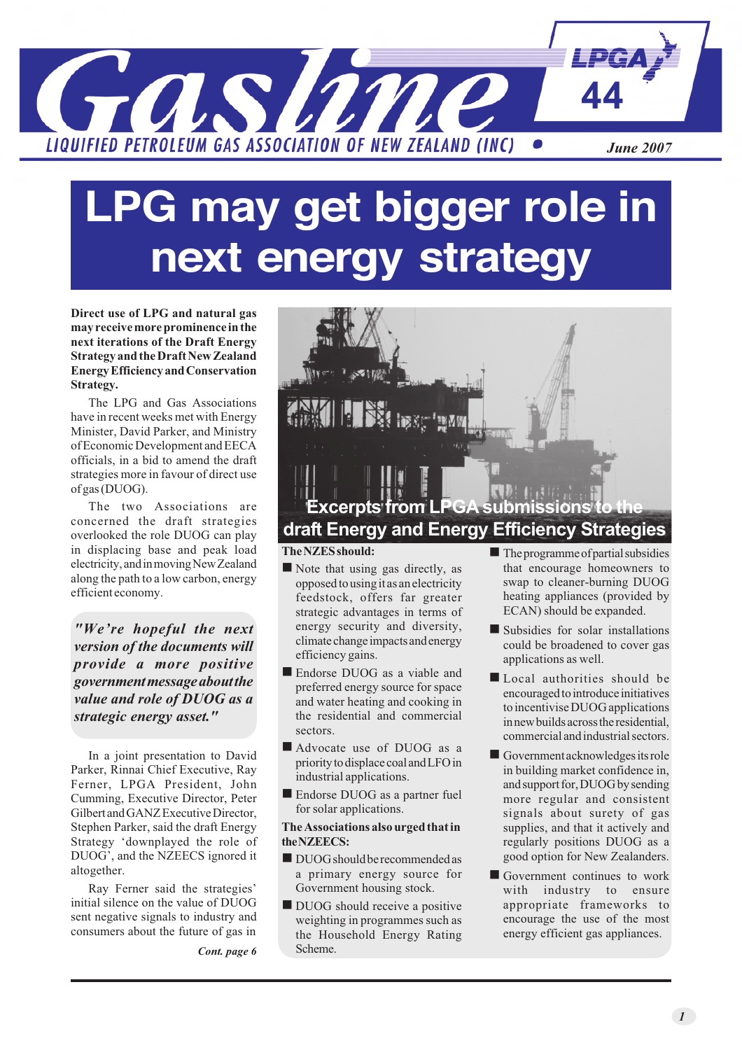# Gasline

LIQUIFIED PETROLEUM GAS ASSOCIATION OF NEW ZEALAND (INC)

LPGA 44

June 2007

# LPG may get bigger role in next energy strategy

**Direct use of LPG and natural gas may receive more prominence in the next iterations of the Draft Energy Strategy and the Draft New Zealand Energy Efficiency and Conservation Strategy.**

The LPG and Gas Associations have in recent weeks met with Energy Minister, David Parker, and Ministry of Economic Development and EECA officials, in a bid to amend the draft strategies more in favour of direct use of gas (DUOG).

The two Associations are concerned the draft strategies overlooked the role DUOG can play in displacing base and peak load electricity, and in moving New Zealand along the path to a low carbon, energy efficient economy.

> ***"We're hopeful the next version of the documents will provide a more positive government message about the value and role of DUOG as a strategic energy asset."***

In a joint presentation to David Parker, Rinnai Chief Executive, Ray Ferner, LPGA President, John Cumming, Executive Director, Peter Gilbert and GANZ Executive Director, Stephen Parker, said the draft Energy Strategy 'downplayed the role of DUOG', and the NZEECS ignored it altogether.

Ray Ferner said the strategies' initial silence on the value of DUOG sent negative signals to industry and consumers about the future of gas in

*Cont. page 6*

## Excerpts from LPGA submissions to the draft Energy and Energy Efficiency Strategies

**The NZES should:**

- Note that using gas directly, as opposed to using it as an electricity feedstock, offers far greater strategic advantages in terms of energy security and diversity, climate change impacts and energy efficiency gains.
- Endorse DUOG as a viable and preferred energy source for space and water heating and cooking in the residential and commercial sectors.
- Advocate use of DUOG as a priority to displace coal and LFO in industrial applications.
- Endorse DUOG as a partner fuel for solar applications.

**The Associations also urged that in the NZEECS:**

- DUOG should be recommended as a primary energy source for Government housing stock.
- DUOG should receive a positive weighting in programmes such as the Household Energy Rating Scheme.
- The programme of partial subsidies that encourage homeowners to swap to cleaner-burning DUOG heating appliances (provided by ECAN) should be expanded.
- Subsidies for solar installations could be broadened to cover gas applications as well.
- Local authorities should be encouraged to introduce initiatives to incentivise DUOG applications in new builds across the residential, commercial and industrial sectors.
- Government acknowledges its role in building market confidence in, and support for, DUOG by sending more regular and consistent signals about surety of gas supplies, and that it actively and regularly positions DUOG as a good option for New Zealanders.
- Government continues to work with industry to ensure appropriate frameworks to encourage the use of the most energy efficient gas appliances.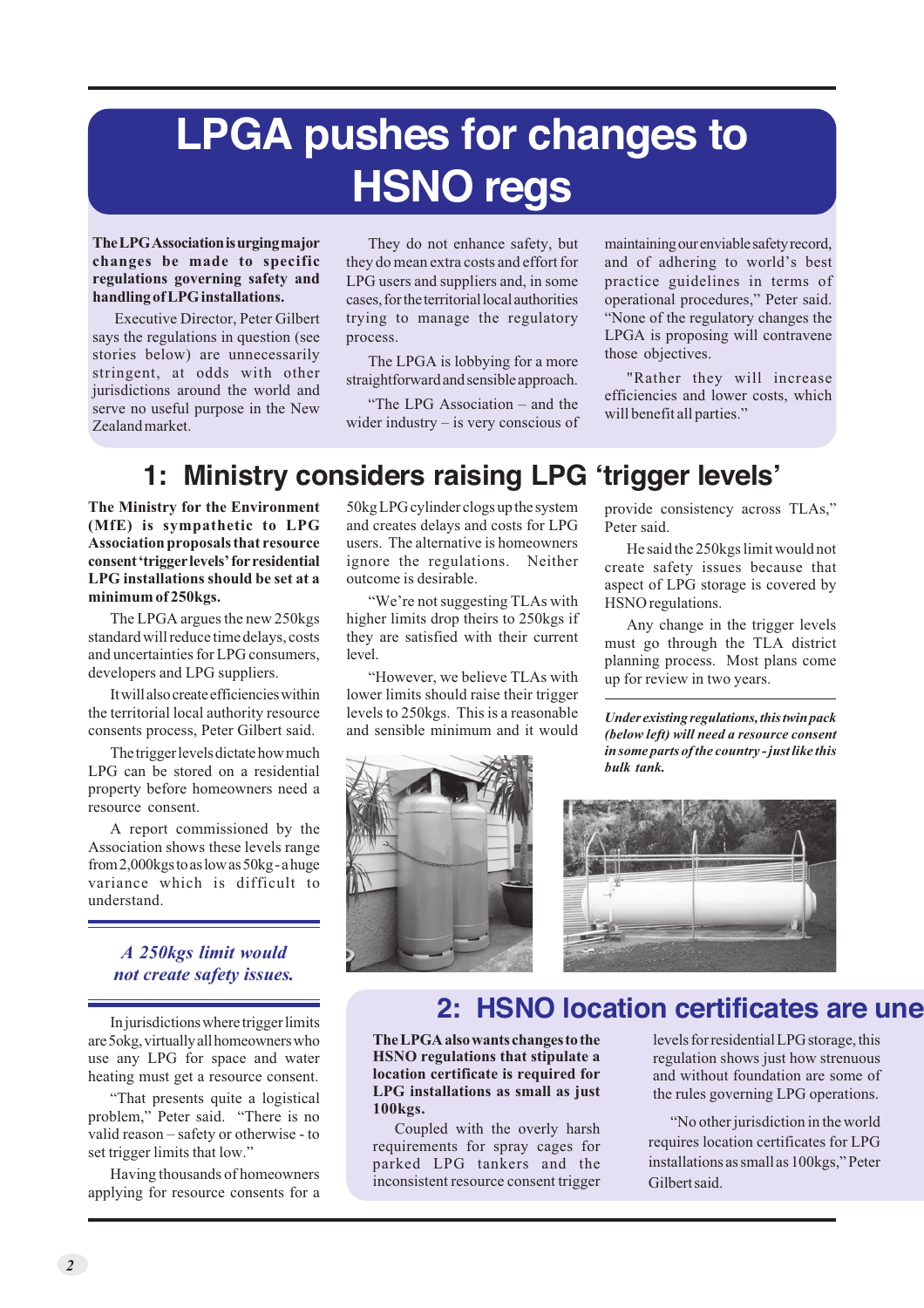# LPGA pushes for changes to HSNO regs

**The LPG Association is urging major changes be made to specific regulations governing safety and handling of LPG installations.**

Executive Director, Peter Gilbert says the regulations in question (see stories below) are unnecessarily stringent, at odds with other jurisdictions around the world and serve no useful purpose in the New Zealand market.

They do not enhance safety, but they do mean extra costs and effort for LPG users and suppliers and, in some cases, for the territorial local authorities trying to manage the regulatory process.

The LPGA is lobbying for a more straightforward and sensible approach.

"The LPG Association – and the wider industry – is very conscious of maintaining our enviable safety record, and of adhering to world's best practice guidelines in terms of operational procedures," Peter said. "None of the regulatory changes the LPGA is proposing will contravene those objectives.

"Rather they will increase efficiencies and lower costs, which will benefit all parties."

## 1: Ministry considers raising LPG 'trigger levels'

**The Ministry for the Environment (MfE) is sympathetic to LPG Association proposals that resource consent 'trigger levels' for residential LPG installations should be set at a minimum of 250kgs.**

The LPGA argues the new 250kgs standard will reduce time delays, costs and uncertainties for LPG consumers, developers and LPG suppliers.

It will also create efficiencies within the territorial local authority resource consents process, Peter Gilbert said.

The trigger levels dictate how much LPG can be stored on a residential property before homeowners need a resource consent.

A report commissioned by the Association shows these levels range from 2,000kgs to as low as 50kg - a huge variance which is difficult to understand.

*A 250kgs limit would not create safety issues.*

In jurisdictions where trigger limits are 5okg, virtually all homeowners who use any LPG for space and water heating must get a resource consent.

"That presents quite a logistical problem," Peter said. "There is no valid reason – safety or otherwise - to set trigger limits that low."

Having thousands of homeowners applying for resource consents for a 50kg LPG cylinder clogs up the system and creates delays and costs for LPG users. The alternative is homeowners ignore the regulations. Neither outcome is desirable.

"We're not suggesting TLAs with higher limits drop theirs to 250kgs if they are satisfied with their current level.

"However, we believe TLAs with lower limits should raise their trigger levels to 250kgs. This is a reasonable and sensible minimum and it would provide consistency across TLAs," Peter said.

He said the 250kgs limit would not create safety issues because that aspect of LPG storage is covered by HSNO regulations.

Any change in the trigger levels must go through the TLA district planning process. Most plans come up for review in two years.

***Under existing regulations, this twin pack (below left) will need a resource consent in some parts of the country - just like this bulk tank.***

## 2: HSNO location certificates are une

**The LPGA also wants changes to the HSNO regulations that stipulate a location certificate is required for LPG installations as small as just 100kgs.**

Coupled with the overly harsh requirements for spray cages for parked LPG tankers and the inconsistent resource consent trigger levels for residential LPG storage, this regulation shows just how strenuous and without foundation are some of the rules governing LPG operations.

"No other jurisdiction in the world requires location certificates for LPG installations as small as 100kgs," Peter Gilbert said.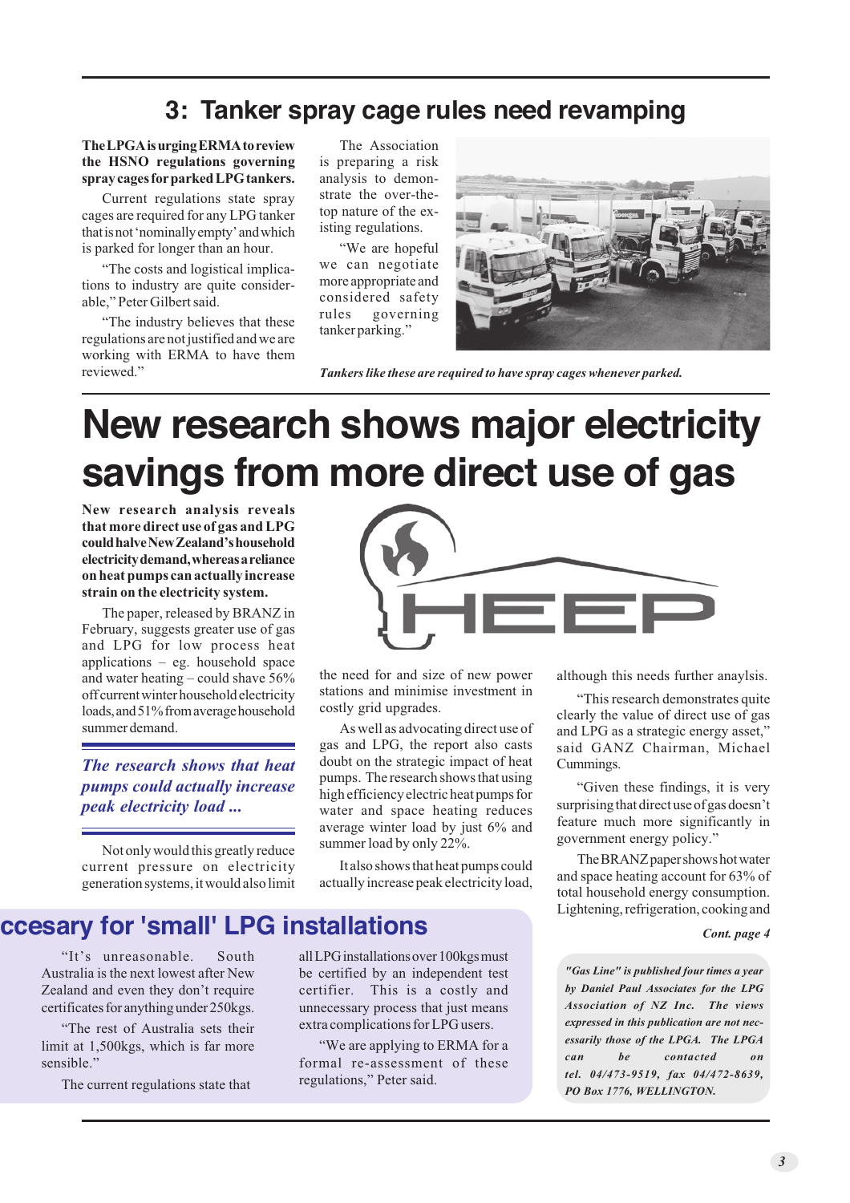## 3: Tanker spray cage rules need revamping

**The LPGA is urging ERMA to review the HSNO regulations governing spray cages for parked LPG tankers.**

Current regulations state spray cages are required for any LPG tanker that is not 'nominally empty' and which is parked for longer than an hour.

"The costs and logistical implications to industry are quite considerable," Peter Gilbert said.

"The industry believes that these regulations are not justified and we are working with ERMA to have them reviewed."

The Association is preparing a risk analysis to demonstrate the over-the-top nature of the existing regulations.

"We are hopeful we can negotiate more appropriate and considered safety rules governing tanker parking."

*Tankers like these are required to have spray cages whenever parked.*

# New research shows major electricity savings from more direct use of gas

**New research analysis reveals that more direct use of gas and LPG could halve New Zealand's household electricity demand, whereas a reliance on heat pumps can actually increase strain on the electricity system.**

The paper, released by BRANZ in February, suggests greater use of gas and LPG for low process heat applications – eg. household space and water heating – could shave 56% off current winter household electricity loads, and 51% from average household summer demand.

> ***The research shows that heat pumps could actually increase peak electricity load ...***

Not only would this greatly reduce current pressure on electricity generation systems, it would also limit the need for and size of new power stations and minimise investment in costly grid upgrades.

As well as advocating direct use of gas and LPG, the report also casts doubt on the strategic impact of heat pumps. The research shows that using high efficiency electric heat pumps for water and space heating reduces average winter load by just 6% and summer load by only 22%.

It also shows that heat pumps could actually increase peak electricity load, although this needs further anaylsis.

"This research demonstrates quite clearly the value of direct use of gas and LPG as a strategic energy asset," said GANZ Chairman, Michael Cummings.

"Given these findings, it is very surprising that direct use of gas doesn't feature much more significantly in government energy policy."

The BRANZ paper shows hot water and space heating account for 63% of total household energy consumption. Lightening, refrigeration, cooking and

***Cont. page 4***

## ccesary for 'small' LPG installations

"It's unreasonable. South Australia is the next lowest after New Zealand and even they don't require certificates for anything under 250kgs.

"The rest of Australia sets their limit at 1,500kgs, which is far more sensible."

The current regulations state that all LPG installations over 100kgs must be certified by an independent test certifier. This is a costly and unnecessary process that just means extra complications for LPG users.

"We are applying to ERMA for a formal re-assessment of these regulations," Peter said.

***"Gas Line" is published four times a year by Daniel Paul Associates for the LPG Association of NZ Inc. The views expressed in this publication are not necessarily those of the LPGA. The LPGA can be contacted on tel. 04/473-9519, fax 04/472-8639, PO Box 1776, WELLINGTON.***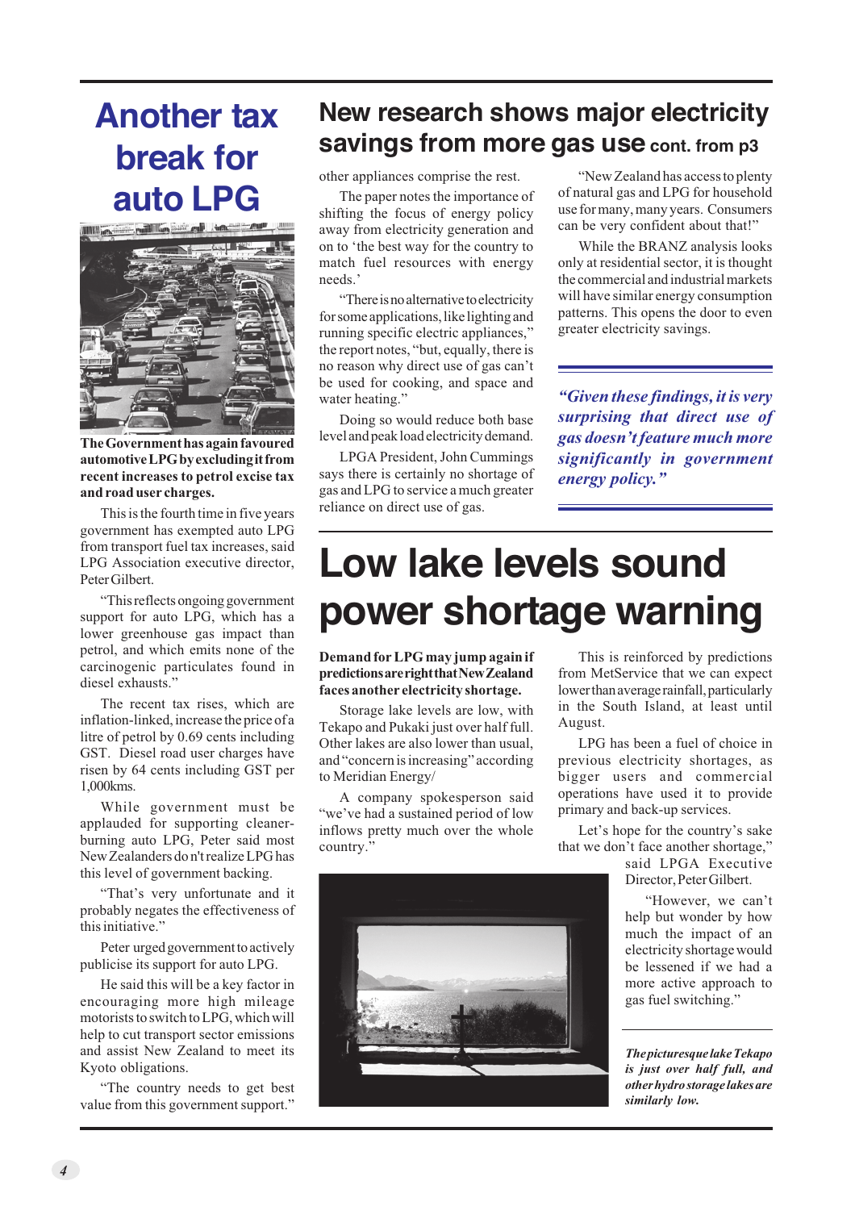# Another tax break for auto LPG

**The Government has again favoured automotive LPG by excluding it from recent increases to petrol excise tax and road user charges.**

This is the fourth time in five years government has exempted auto LPG from transport fuel tax increases, said LPG Association executive director, Peter Gilbert.

"This reflects ongoing government support for auto LPG, which has a lower greenhouse gas impact than petrol, and which emits none of the carcinogenic particulates found in diesel exhausts."

The recent tax rises, which are inflation-linked, increase the price of a litre of petrol by 0.69 cents including GST. Diesel road user charges have risen by 64 cents including GST per 1,000kms.

While government must be applauded for supporting cleaner-burning auto LPG, Peter said most New Zealanders do n't realize LPG has this level of government backing.

"That's very unfortunate and it probably negates the effectiveness of this initiative."

Peter urged government to actively publicise its support for auto LPG.

He said this will be a key factor in encouraging more high mileage motorists to switch to LPG, which will help to cut transport sector emissions and assist New Zealand to meet its Kyoto obligations.

"The country needs to get best value from this government support."

# New research shows major electricity savings from more gas use cont. from p3

other appliances comprise the rest.

The paper notes the importance of shifting the focus of energy policy away from electricity generation and on to 'the best way for the country to match fuel resources with energy needs.'

"There is no alternative to electricity for some applications, like lighting and running specific electric appliances," the report notes, "but, equally, there is no reason why direct use of gas can't be used for cooking, and space and water heating."

Doing so would reduce both base level and peak load electricity demand.

LPGA President, John Cummings says there is certainly no shortage of gas and LPG to service a much greater reliance on direct use of gas.

"New Zealand has access to plenty of natural gas and LPG for household use for many, many years. Consumers can be very confident about that!"

While the BRANZ analysis looks only at residential sector, it is thought the commercial and industrial markets will have similar energy consumption patterns. This opens the door to even greater electricity savings.

*"Given these findings, it is very surprising that direct use of gas doesn't feature much more significantly in government energy policy."*

# Low lake levels sound power shortage warning

**Demand for LPG may jump again if predictions are right that New Zealand faces another electricity shortage.**

Storage lake levels are low, with Tekapo and Pukaki just over half full. Other lakes are also lower than usual, and "concern is increasing" according to Meridian Energy/

A company spokesperson said "we've had a sustained period of low inflows pretty much over the whole country."

This is reinforced by predictions from MetService that we can expect lower than average rainfall, particularly in the South Island, at least until August.

LPG has been a fuel of choice in previous electricity shortages, as bigger users and commercial operations have used it to provide primary and back-up services.

Let's hope for the country's sake that we don't face another shortage," said LPGA Executive Director, Peter Gilbert.

"However, we can't help but wonder by how much the impact of an electricity shortage would be lessened if we had a more active approach to gas fuel switching."

***The picturesque lake Tekapo is just over half full, and other hydro storage lakes are similarly low.***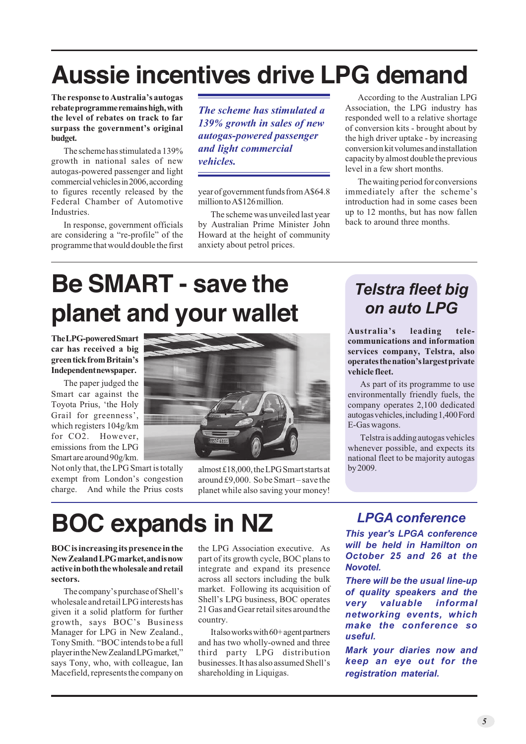# Aussie incentives drive LPG demand

**The response to Australia's autogas rebate programme remains high, with the level of rebates on track to far surpass the government's original budget.**

The scheme has stimulated a 139% growth in national sales of new autogas-powered passenger and light commercial vehicles in 2006, according to figures recently released by the Federal Chamber of Automotive Industries.

*The scheme has stimulated a 139% growth in sales of new autogas-powered passenger and light commercial vehicles.*

In response, government officials are considering a "re-profile" of the programme that would double the first year of government funds from A$64.8 million to A$126 million.

The scheme was unveiled last year by Australian Prime Minister John Howard at the height of community anxiety about petrol prices.

According to the Australian LPG Association, the LPG industry has responded well to a relative shortage of conversion kits - brought about by the high driver uptake - by increasing conversion kit volumes and installation capacity by almost double the previous level in a few short months.

The waiting period for conversions immediately after the scheme's introduction had in some cases been up to 12 months, but has now fallen back to around three months.

# Be SMART - save the planet and your wallet

**The LPG-powered Smart car has received a big green tick from Britain's Independent newspaper.**

The paper judged the Smart car against the Toyota Prius, 'the Holy Grail for greenness', which registers 104g/km for $CO_2$. However, emissions from the LPG Smart are around 90g/km. Not only that, the LPG Smart is totally exempt from London's congestion charge. And while the Prius costs almost £18,000, the LPG Smart starts at around £9,000. So be Smart – save the planet while also saving your money!

## Telstra fleet big on auto LPG

**Australia's leading telecommunications and information services company, Telstra, also operates the nation's largest private vehicle fleet.**

As part of its programme to use environmentally friendly fuels, the company operates 2,100 dedicated autogas vehicles, including 1,400 Ford E-Gas wagons.

Telstra is adding autogas vehicles whenever possible, and expects its national fleet to be majority autogas by 2009.

# BOC expands in NZ

**BOC is increasing its presence in the New Zealand LPG market, and is now active in both the wholesale and retail sectors.**

The company's purchase of Shell's wholesale and retail LPG interests has given it a solid platform for further growth, says BOC's Business Manager for LPG in New Zealand., Tony Smith. "BOC intends to be a full player in the New Zealand LPG market," says Tony, who, with colleague, Ian Macefield, represents the company on the LPG Association executive. As part of its growth cycle, BOC plans to integrate and expand its presence across all sectors including the bulk market. Following its acquisition of Shell's LPG business, BOC operates 21 Gas and Gear retail sites around the country.

It also works with 60+ agent partners and has two wholly-owned and three third party LPG distribution businesses. It has also assumed Shell's shareholding in Liquigas.

## LPGA conference

***This year's LPGA conference will be held in Hamilton on October 25 and 26 at the Novotel.***

***There will be the usual line-up of quality speakers and the very valuable informal networking events, which make the conference so useful.***

***Mark your diaries now and keep an eye out for the registration material.***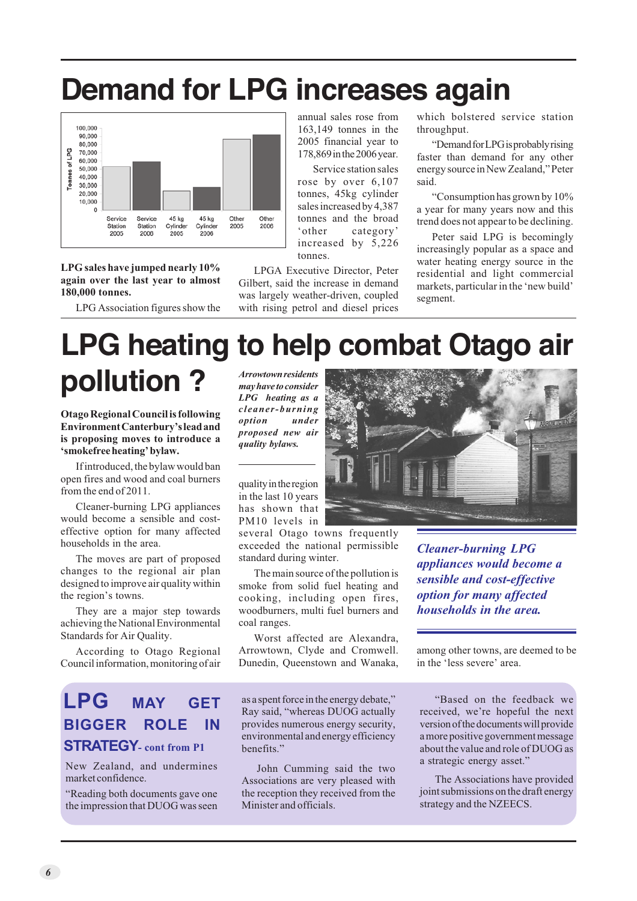# Demand for LPG increases again

100,000
90,000
80,000
70,000
60,000
50,000
40,000
30,000
20,000
10,000
0

Tonnes of LPG

Service Station 2005
Service Station 2006
45 kg Cylinder 2005
45 kg Cylinder 2006
Other 2005
Other 2006

**LPG sales have jumped nearly 10% again over the last year to almost 180,000 tonnes.**

LPG Association figures show the annual sales rose from 163,149 tonnes in the 2005 financial year to 178,869 in the 2006 year.

Service station sales rose by over 6,107 tonnes, 45kg cylinder sales increased by 4,387 tonnes and the broad 'other category' increased by 5,226 tonnes.

LPGA Executive Director, Peter Gilbert, said the increase in demand was largely weather-driven, coupled with rising petrol and diesel prices which bolstered service station throughput.

"Demand for LPG is probably rising faster than demand for any other energy source in New Zealand," Peter said.

"Consumption has grown by 10% a year for many years now and this trend does not appear to be declining.

Peter said LPG is becomingly increasingly popular as a space and water heating energy source in the residential and light commercial markets, particular in the 'new build' segment.

# LPG heating to help combat Otago air pollution ?

**Otago Regional Council is following Environment Canterbury's lead and is proposing moves to introduce a 'smokefree heating' bylaw.**

If introduced, the bylaw would ban open fires and wood and coal burners from the end of 2011.

Cleaner-burning LPG appliances would become a sensible and cost-effective option for many affected households in the area.

The moves are part of proposed changes to the regional air plan designed to improve air quality within the region's towns.

They are a major step towards achieving the National Environmental Standards for Air Quality.

According to Otago Regional Council information, monitoring of air quality in the region in the last 10 years has shown that PM10 levels in several Otago towns frequently exceeded the national permissible standard during winter.

*Arrowtown residents may have to consider LPG heating as a cleaner-burning option under proposed new air quality bylaws.*

The main source of the pollution is smoke from solid fuel heating and cooking, including open fires, woodburners, multi fuel burners and coal ranges.

Worst affected are Alexandra, Arrowtown, Clyde and Cromwell. Dunedin, Queenstown and Wanaka, among other towns, are deemed to be in the 'less severe' area.

***Cleaner-burning LPG appliances would become a sensible and cost-effective option for many affected households in the area.***

## LPG MAY GET BIGGER ROLE IN STRATEGY- cont from P1

New Zealand, and undermines market confidence.

"Reading both documents gave one the impression that DUOG was seen as a spent force in the energy debate," Ray said, "whereas DUOG actually provides numerous energy security, environmental and energy efficiency benefits."

John Cumming said the two Associations are very pleased with the reception they received from the Minister and officials.

"Based on the feedback we received, we're hopeful the next version of the documents will provide a more positive government message about the value and role of DUOG as a strategic energy asset."

The Associations have provided joint submissions on the draft energy strategy and the NZEECS.